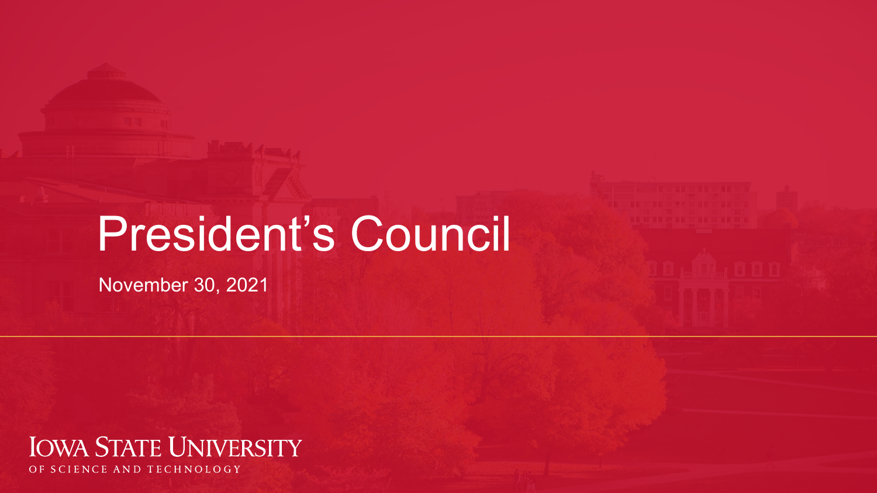# President's Council

November 30, 2021

Iowa State University

OF SCIENCE AND TECHNOLOGY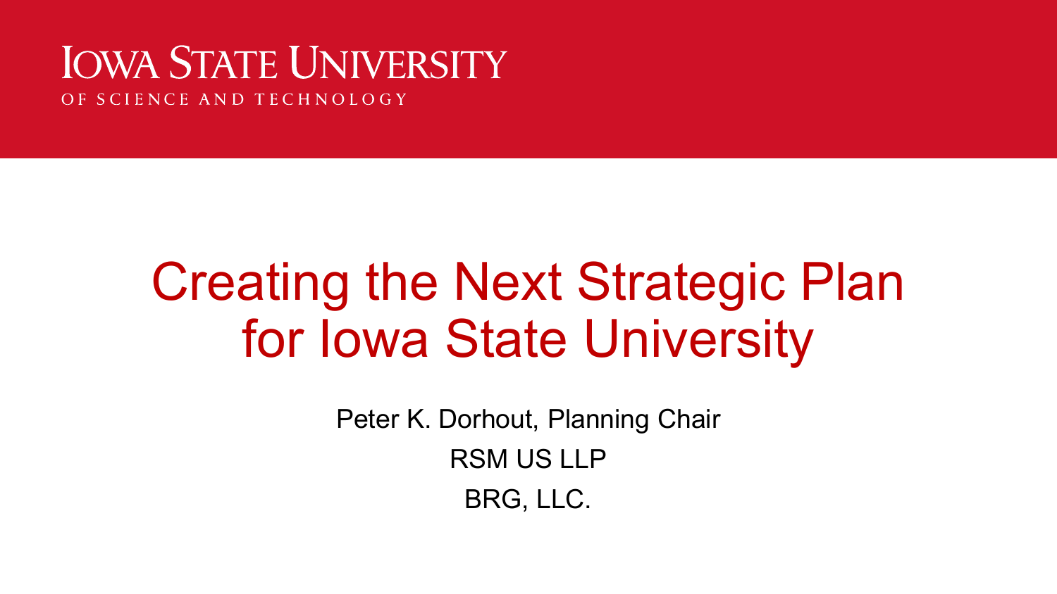IOWA STATE UNIVERSITY
OF SCIENCE AND TECHNOLOGY

# Creating the Next Strategic Plan for Iowa State University

Peter K. Dorhout, Planning Chair

RSM US LLP

BRG, LLC.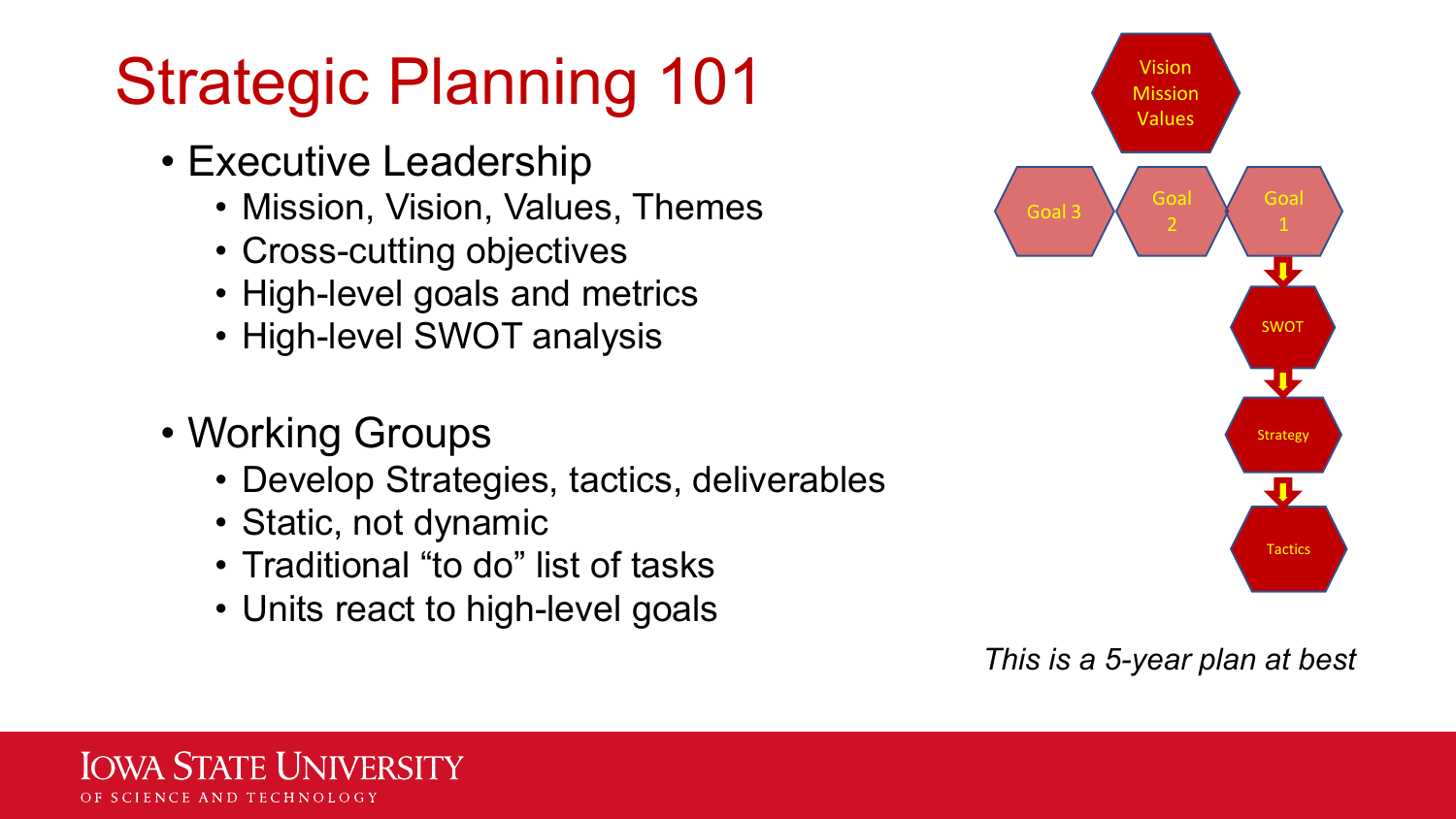# Strategic Planning 101

- Executive Leadership
  - Mission, Vision, Values, Themes
  - Cross-cutting objectives
  - High-level goals and metrics
  - High-level SWOT analysis

- Working Groups
  - Develop Strategies, tactics, deliverables
  - Static, not dynamic
  - Traditional “to do” list of tasks
  - Units react to high-level goals

Vision
Mission
Values

Goal 3 | Goal 2 | Goal 1

SWOT

Strategy

Tactics

*This is a 5-year plan at best*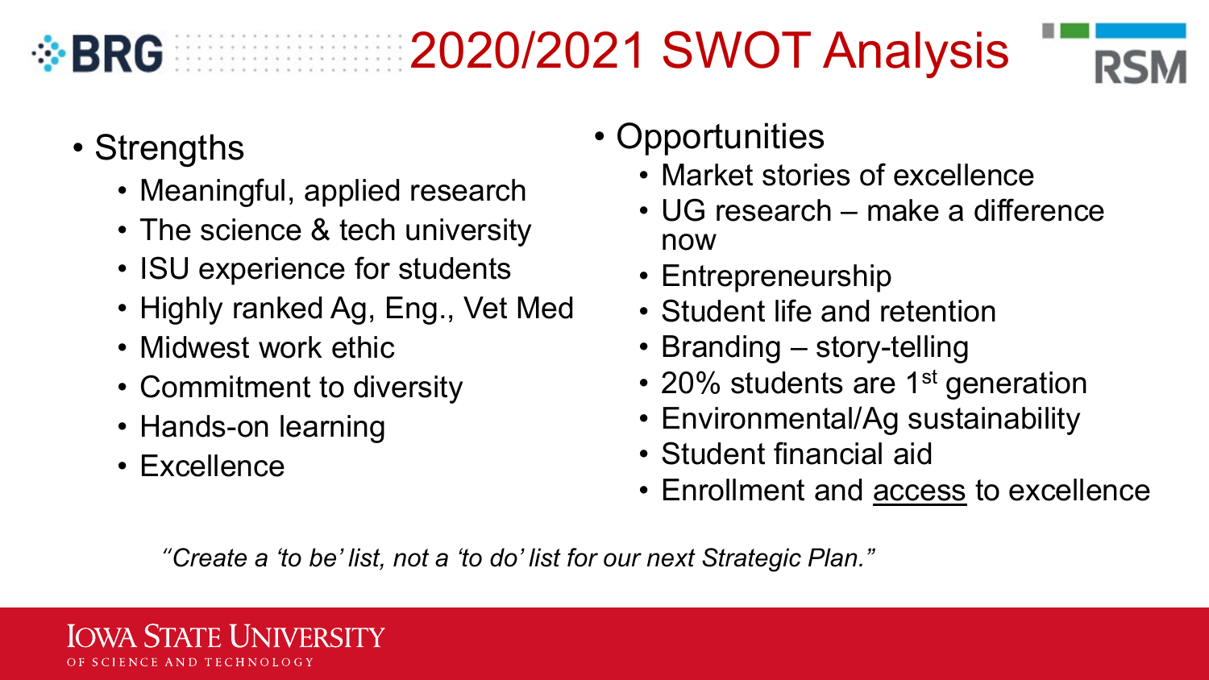# 2020/2021 SWOT Analysis

- Strengths
  - Meaningful, applied research
  - The science & tech university
  - ISU experience for students
  - Highly ranked Ag, Eng., Vet Med
  - Midwest work ethic
  - Commitment to diversity
  - Hands-on learning
  - Excellence

- Opportunities
  - Market stories of excellence
  - UG research – make a difference now
  - Entrepreneurship
  - Student life and retention
  - Branding – story-telling
  - 20% students are 1st generation
  - Environmental/Ag sustainability
  - Student financial aid
  - Enrollment and <u>access</u> to excellence

*"Create a 'to be' list, not a 'to do' list for our next Strategic Plan."*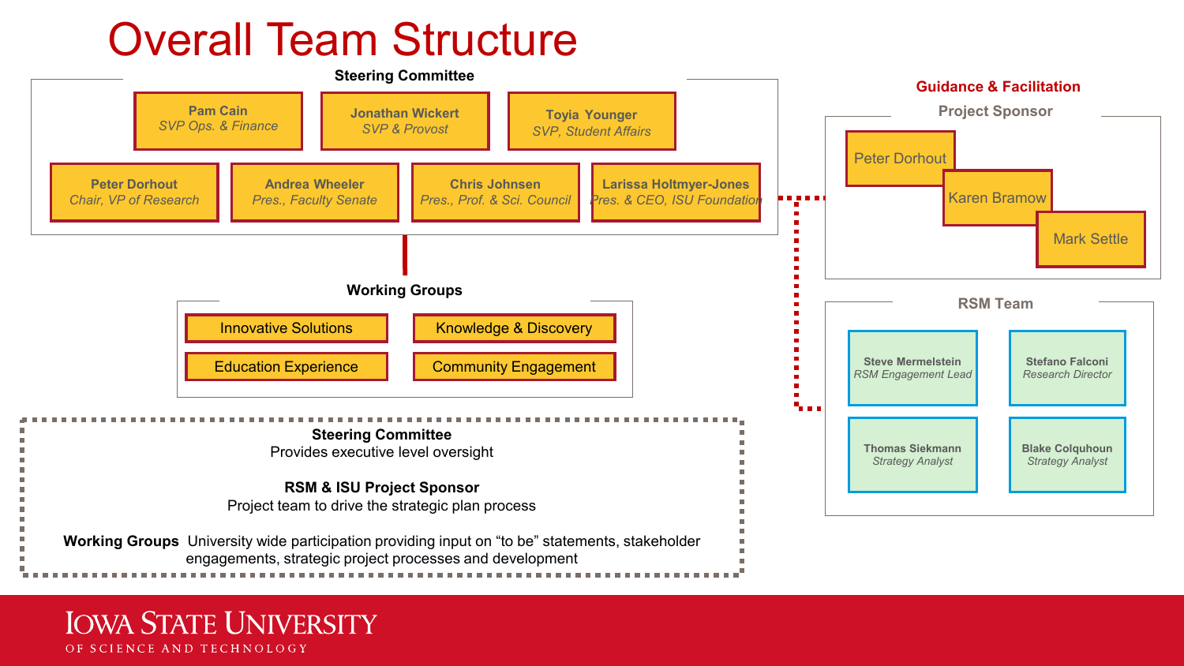# Overall Team Structure

## Steering Committee

- **Pam Cain** – *SVP Ops. & Finance*
- **Jonathan Wickert** – *SVP & Provost*
- **Toyia Younger** – *SVP, Student Affairs*
- **Peter Dorhout** – *Chair, VP of Research*
- **Andrea Wheeler** – *Pres., Faculty Senate*
- **Chris Johnsen** – *Pres., Prof. & Sci. Council*
- **Larissa Holtmyer-Jones** – *Pres. & CEO, ISU Foundation*

## Working Groups

- Innovative Solutions
- Knowledge & Discovery
- Education Experience
- Community Engagement

## Guidance & Facilitation

### Project Sponsor

- Peter Dorhout
- Karen Bramow
- Mark Settle

### RSM Team

- **Steve Mermelstein** – *RSM Engagement Lead*
- **Stefano Falconi** – *Research Director*
- **Thomas Siekmann** – *Strategy Analyst*
- **Blake Colquhoun** – *Strategy Analyst*

---

**Steering Committee**
Provides executive level oversight

**RSM & ISU Project Sponsor**
Project team to drive the strategic plan process

**Working Groups** University wide participation providing input on "to be" statements, stakeholder engagements, strategic project processes and development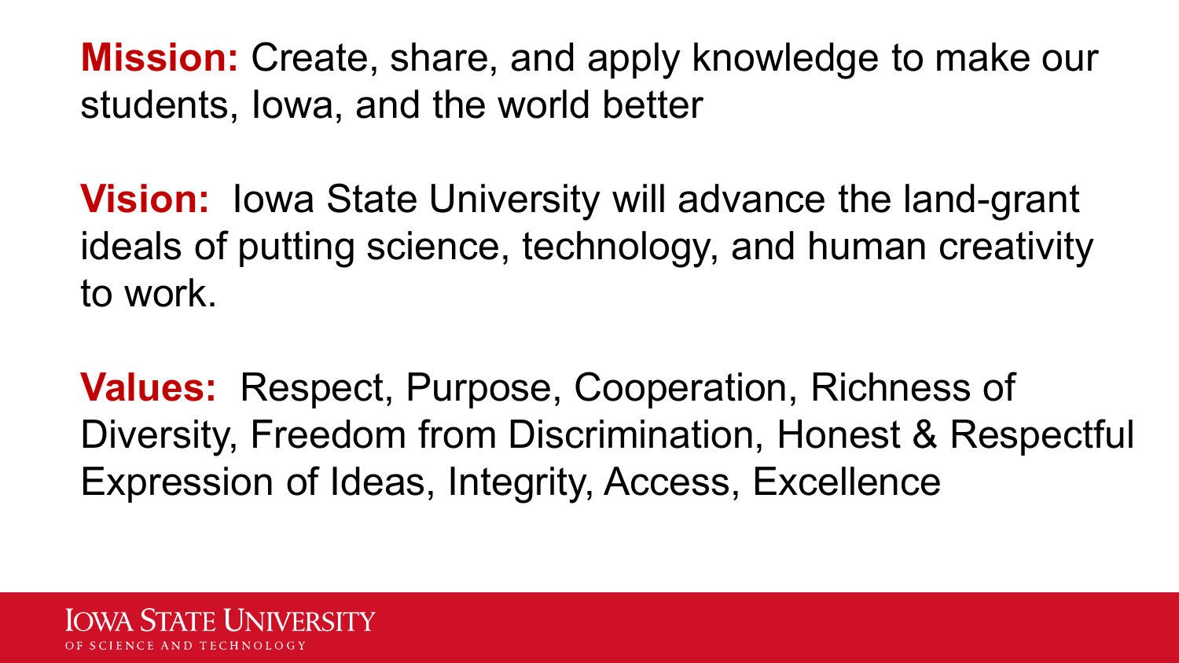**Mission:** Create, share, and apply knowledge to make our students, Iowa, and the world better

**Vision:** Iowa State University will advance the land-grant ideals of putting science, technology, and human creativity to work.

**Values:** Respect, Purpose, Cooperation, Richness of Diversity, Freedom from Discrimination, Honest & Respectful Expression of Ideas, Integrity, Access, Excellence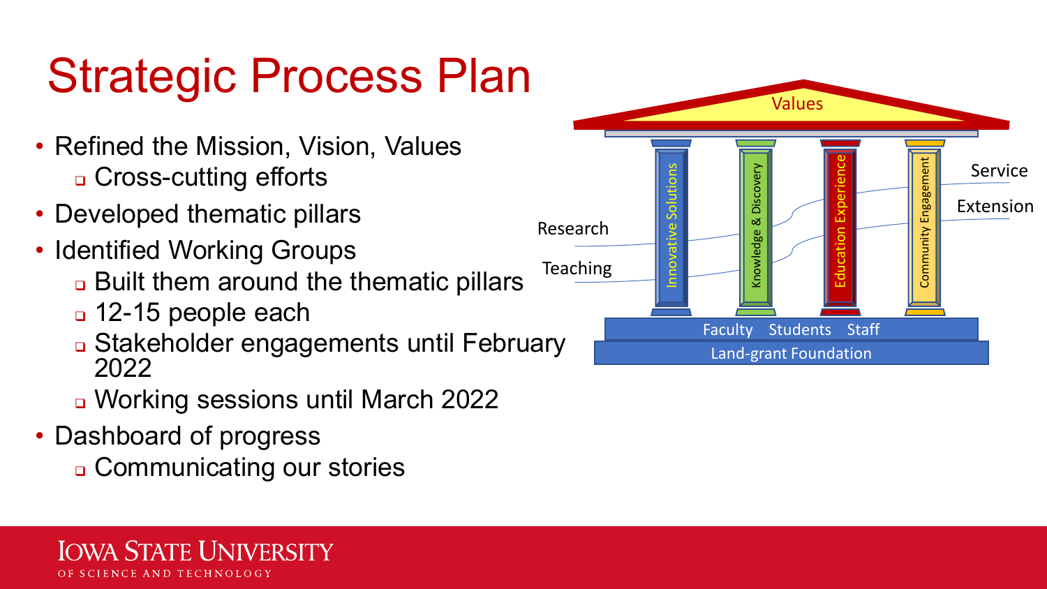# Strategic Process Plan

- Refined the Mission, Vision, Values
  - Cross-cutting efforts
- Developed thematic pillars
- Identified Working Groups
  - Built them around the thematic pillars
  - 12-15 people each
  - Stakeholder engagements until February 2022
  - Working sessions until March 2022
- Dashboard of progress
  - Communicating our stories

Values

Innovative Solutions | Knowledge & Discovery | Education Experience | Community Engagement

Research

Teaching

Service

Extension

Faculty Students Staff

Land-grant Foundation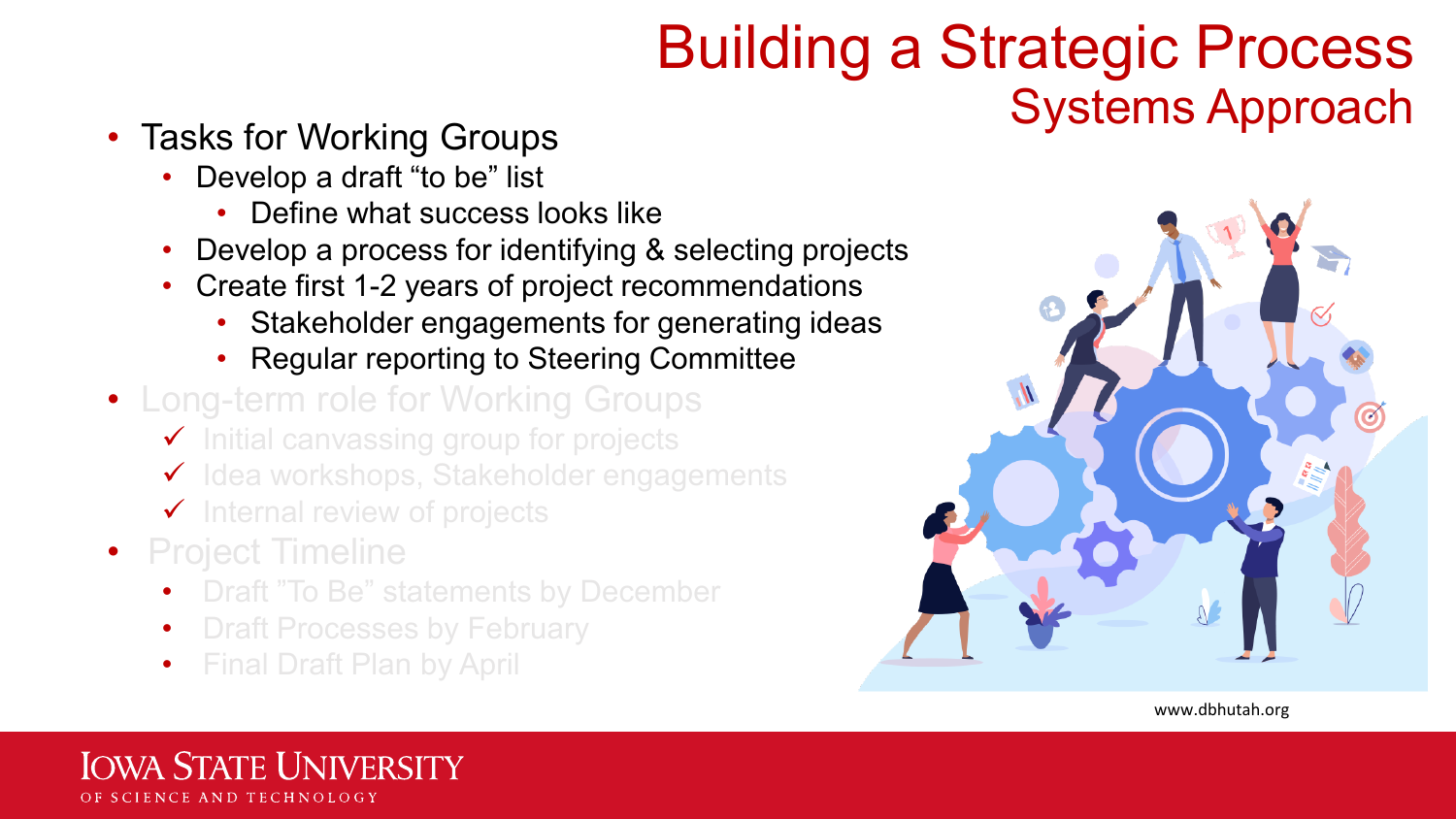# Building a Strategic Process
## Systems Approach

- Tasks for Working Groups
  - Develop a draft "to be" list
    - Define what success looks like
  - Develop a process for identifying & selecting projects
  - Create first 1-2 years of project recommendations
    - Stakeholder engagements for generating ideas
    - Regular reporting to Steering Committee
- Long-term role for Working Groups
  - ✓ Initial canvassing group for projects
  - ✓ Idea workshops, Stakeholder engagements
  - ✓ Internal review of projects
- Project Timeline
  - Draft "To Be" statements by December
  - Draft Processes by February
  - Final Draft Plan by April

www.dbhutah.org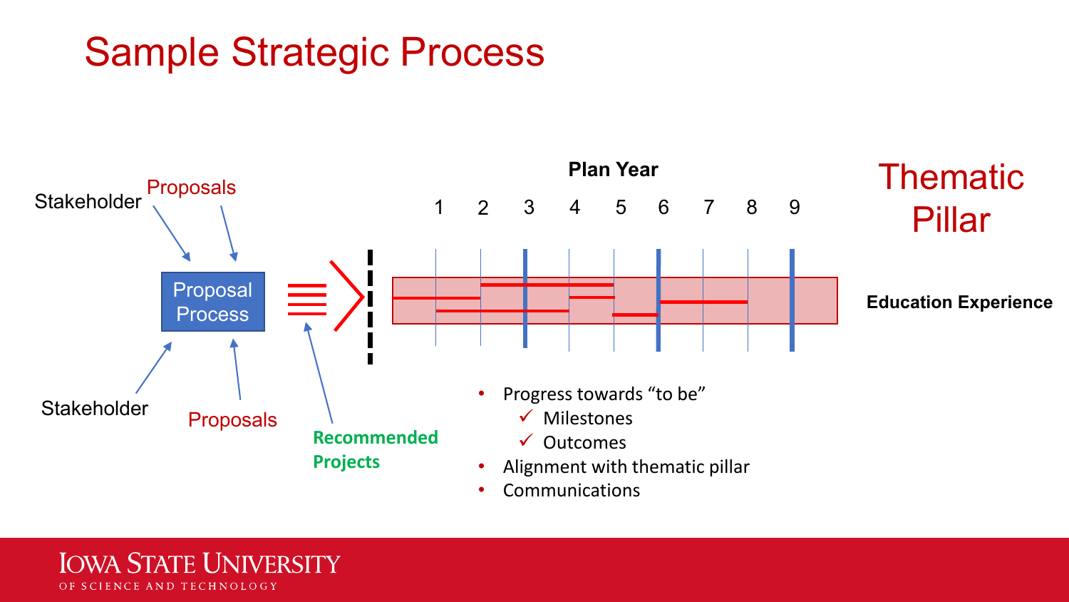# Sample Strategic Process

Stakeholder

Proposals

Proposal Process

Stakeholder

Proposals

Recommended Projects

**Plan Year**

1 2 3 4 5 6 7 8 9

Thematic Pillar

**Education Experience**

- Progress towards "to be"
  - ✓ Milestones
  - ✓ Outcomes
- Alignment with thematic pillar
- Communications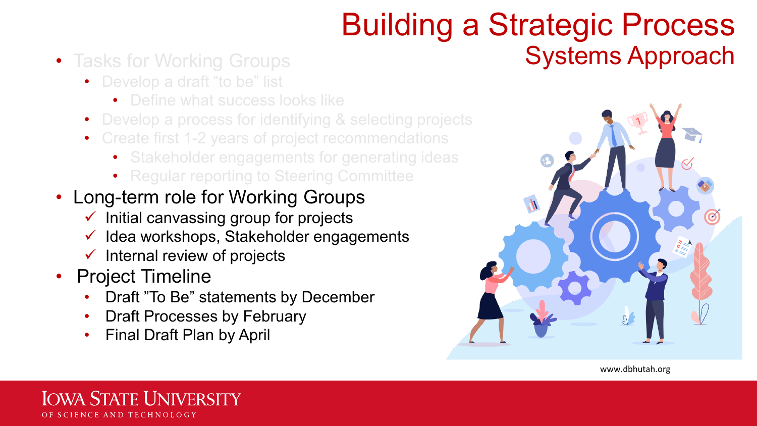# Building a Strategic Process
## Systems Approach

- Tasks for Working Groups
  - Develop a draft "to be" list
    - Define what success looks like
  - Develop a process for identifying & selecting projects
  - Create first 1-2 years of project recommendations
    - Stakeholder engagements for generating ideas
    - Regular reporting to Steering Committee
- Long-term role for Working Groups
  - ✓ Initial canvassing group for projects
  - ✓ Idea workshops, Stakeholder engagements
  - ✓ Internal review of projects
- Project Timeline
  - Draft "To Be" statements by December
  - Draft Processes by February
  - Final Draft Plan by April

www.dbhutah.org